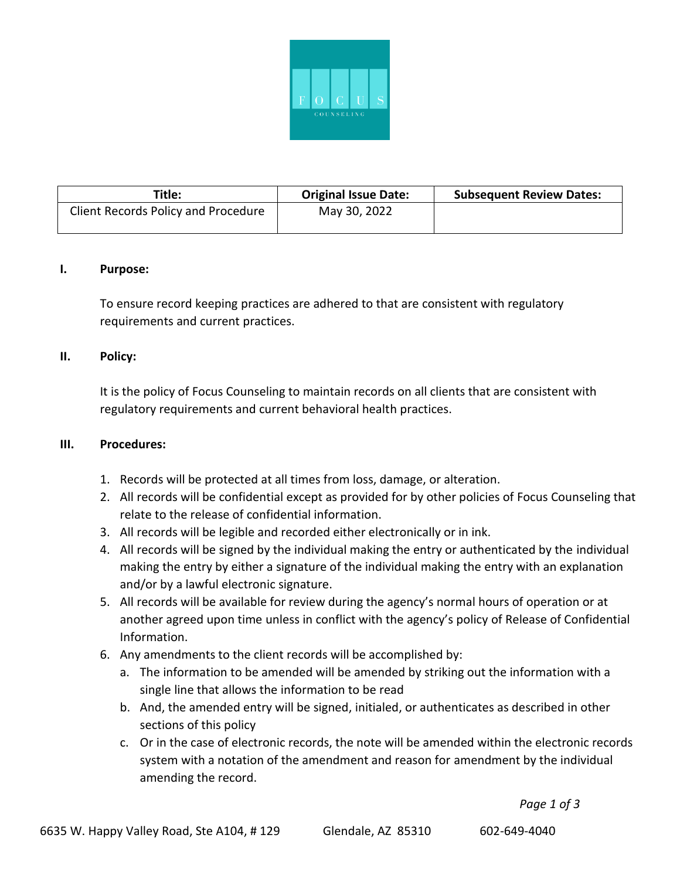| Title: | Original Issue Date: | Subsequent Review Dates: |
|---|---|---|
| Client Records Policy and Procedure | May 30, 2022 | |

## I. Purpose:

To ensure record keeping practices are adhered to that are consistent with regulatory requirements and current practices.

## II. Policy:

It is the policy of Focus Counseling to maintain records on all clients that are consistent with regulatory requirements and current behavioral health practices.

## III. Procedures:

1. Records will be protected at all times from loss, damage, or alteration.
2. All records will be confidential except as provided for by other policies of Focus Counseling that relate to the release of confidential information.
3. All records will be legible and recorded either electronically or in ink.
4. All records will be signed by the individual making the entry or authenticated by the individual making the entry by either a signature of the individual making the entry with an explanation and/or by a lawful electronic signature.
5. All records will be available for review during the agency's normal hours of operation or at another agreed upon time unless in conflict with the agency's policy of Release of Confidential Information.
6. Any amendments to the client records will be accomplished by:
   a. The information to be amended will be amended by striking out the information with a single line that allows the information to be read
   b. And, the amended entry will be signed, initialed, or authenticates as described in other sections of this policy
   c. Or in the case of electronic records, the note will be amended within the electronic records system with a notation of the amendment and reason for amendment by the individual amending the record.

6635 W. Happy Valley Road, Ste A104, # 129 Glendale, AZ 85310 602-649-4040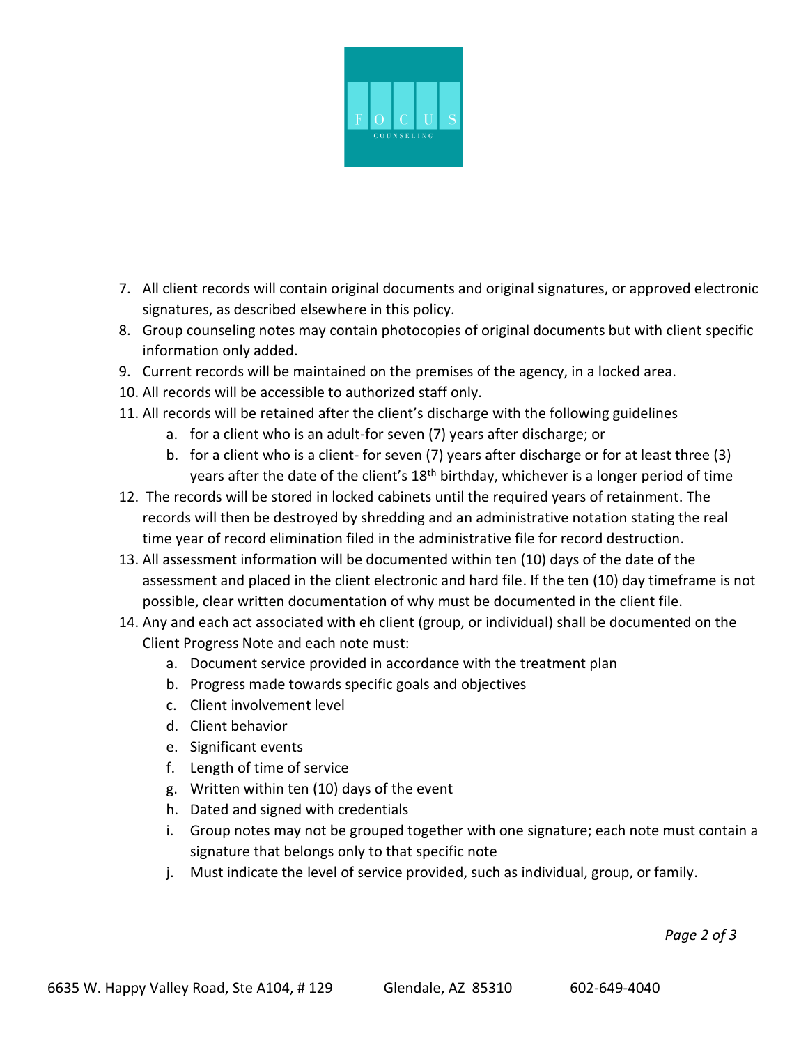7. All client records will contain original documents and original signatures, or approved electronic signatures, as described elsewhere in this policy.
8. Group counseling notes may contain photocopies of original documents but with client specific information only added.
9. Current records will be maintained on the premises of the agency, in a locked area.
10. All records will be accessible to authorized staff only.
11. All records will be retained after the client's discharge with the following guidelines
    a. for a client who is an adult-for seven (7) years after discharge; or
    b. for a client who is a client- for seven (7) years after discharge or for at least three (3) years after the date of the client's 18th birthday, whichever is a longer period of time
12. The records will be stored in locked cabinets until the required years of retainment. The records will then be destroyed by shredding and an administrative notation stating the real time year of record elimination filed in the administrative file for record destruction.
13. All assessment information will be documented within ten (10) days of the date of the assessment and placed in the client electronic and hard file. If the ten (10) day timeframe is not possible, clear written documentation of why must be documented in the client file.
14. Any and each act associated with eh client (group, or individual) shall be documented on the Client Progress Note and each note must:
    a. Document service provided in accordance with the treatment plan
    b. Progress made towards specific goals and objectives
    c. Client involvement level
    d. Client behavior
    e. Significant events
    f. Length of time of service
    g. Written within ten (10) days of the event
    h. Dated and signed with credentials
    i. Group notes may not be grouped together with one signature; each note must contain a signature that belongs only to that specific note
    j. Must indicate the level of service provided, such as individual, group, or family.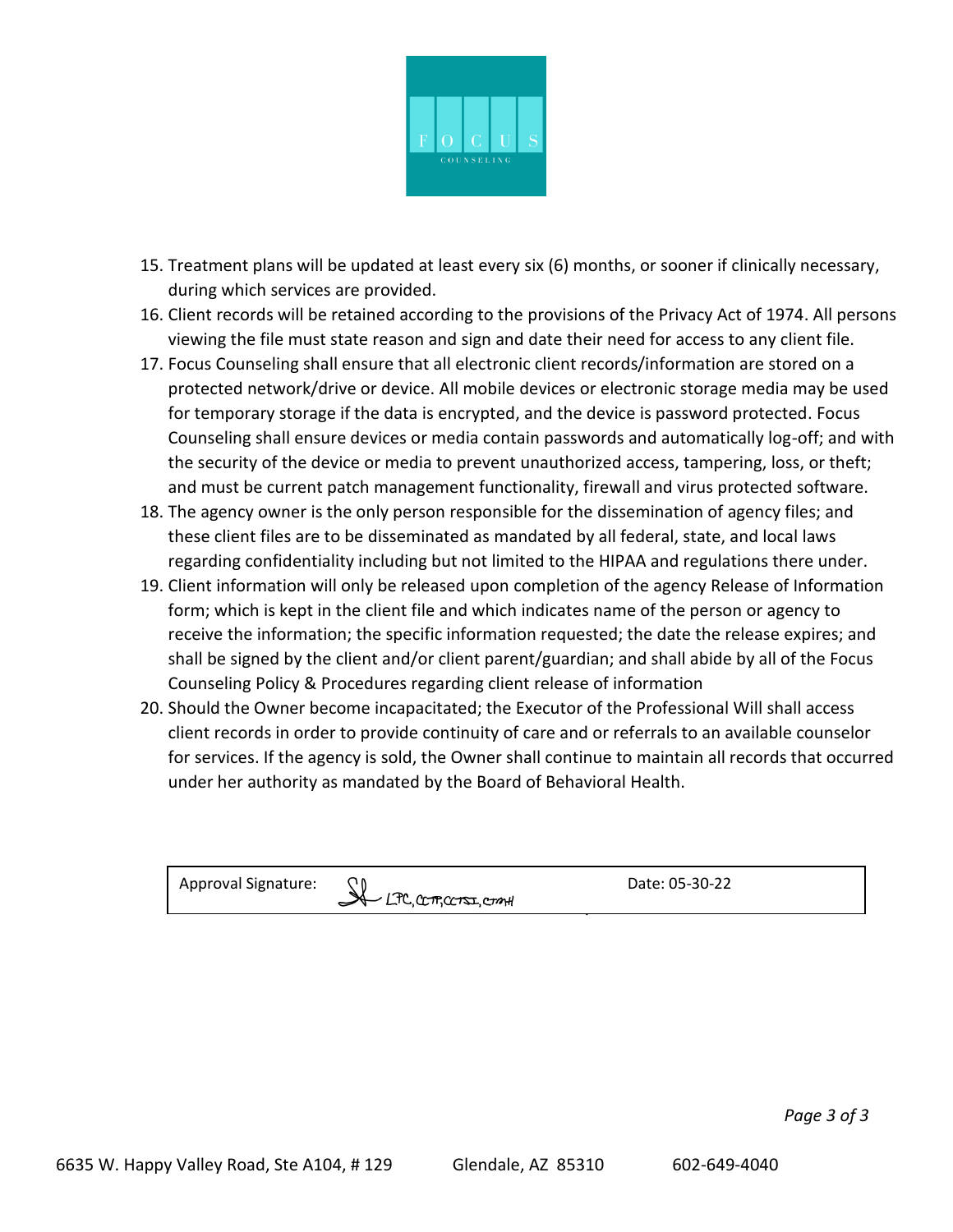FOCUS COUNSELING

15. Treatment plans will be updated at least every six (6) months, or sooner if clinically necessary, during which services are provided.
16. Client records will be retained according to the provisions of the Privacy Act of 1974. All persons viewing the file must state reason and sign and date their need for access to any client file.
17. Focus Counseling shall ensure that all electronic client records/information are stored on a protected network/drive or device. All mobile devices or electronic storage media may be used for temporary storage if the data is encrypted, and the device is password protected. Focus Counseling shall ensure devices or media contain passwords and automatically log-off; and with the security of the device or media to prevent unauthorized access, tampering, loss, or theft; and must be current patch management functionality, firewall and virus protected software.
18. The agency owner is the only person responsible for the dissemination of agency files; and these client files are to be disseminated as mandated by all federal, state, and local laws regarding confidentiality including but not limited to the HIPAA and regulations there under.
19. Client information will only be released upon completion of the agency Release of Information form; which is kept in the client file and which indicates name of the person or agency to receive the information; the specific information requested; the date the release expires; and shall be signed by the client and/or client parent/guardian; and shall abide by all of the Focus Counseling Policy & Procedures regarding client release of information
20. Should the Owner become incapacitated; the Executor of the Professional Will shall access client records in order to provide continuity of care and or referrals to an available counselor for services. If the agency is sold, the Owner shall continue to maintain all records that occurred under her authority as mandated by the Board of Behavioral Health.

| | |
|---|---|
| Approval Signature: LPC, CCTP, CCTSI, CTMH | Date: 05-30-22 |

6635 W. Happy Valley Road, Ste A104, # 129 Glendale, AZ 85310 602-649-4040